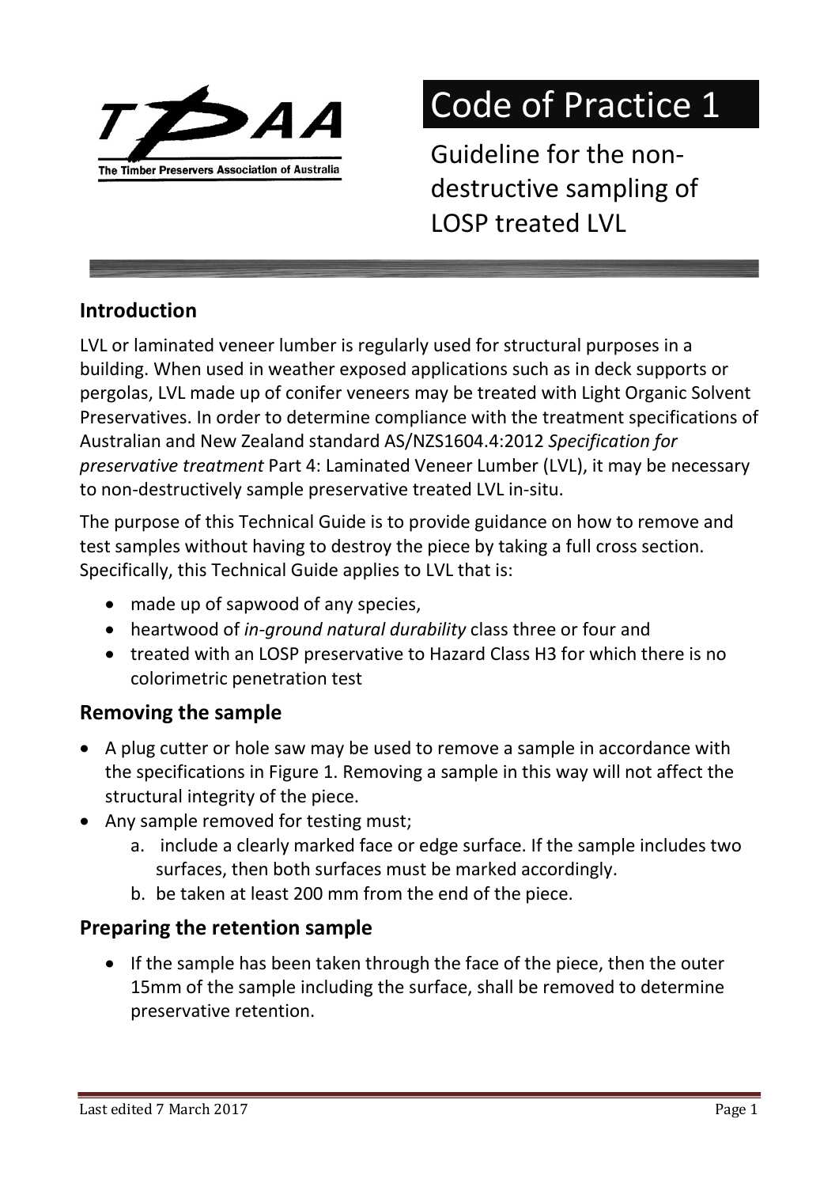The Timber Preservers Association of Australia

# Code of Practice 1

## Guideline for the non-destructive sampling of LOSP treated LVL

### Introduction

LVL or laminated veneer lumber is regularly used for structural purposes in a building. When used in weather exposed applications such as in deck supports or pergolas, LVL made up of conifer veneers may be treated with Light Organic Solvent Preservatives. In order to determine compliance with the treatment specifications of Australian and New Zealand standard AS/NZS1604.4:2012 *Specification for preservative treatment* Part 4: Laminated Veneer Lumber (LVL), it may be necessary to non-destructively sample preservative treated LVL in-situ.

The purpose of this Technical Guide is to provide guidance on how to remove and test samples without having to destroy the piece by taking a full cross section. Specifically, this Technical Guide applies to LVL that is:

- made up of sapwood of any species,
- heartwood of *in-ground natural durability* class three or four and
- treated with an LOSP preservative to Hazard Class H3 for which there is no colorimetric penetration test

### Removing the sample

- A plug cutter or hole saw may be used to remove a sample in accordance with the specifications in Figure 1. Removing a sample in this way will not affect the structural integrity of the piece.
- Any sample removed for testing must;
    a. include a clearly marked face or edge surface. If the sample includes two surfaces, then both surfaces must be marked accordingly.
    b. be taken at least 200 mm from the end of the piece.

### Preparing the retention sample

- If the sample has been taken through the face of the piece, then the outer 15mm of the sample including the surface, shall be removed to determine preservative retention.

Last edited 7 March 2017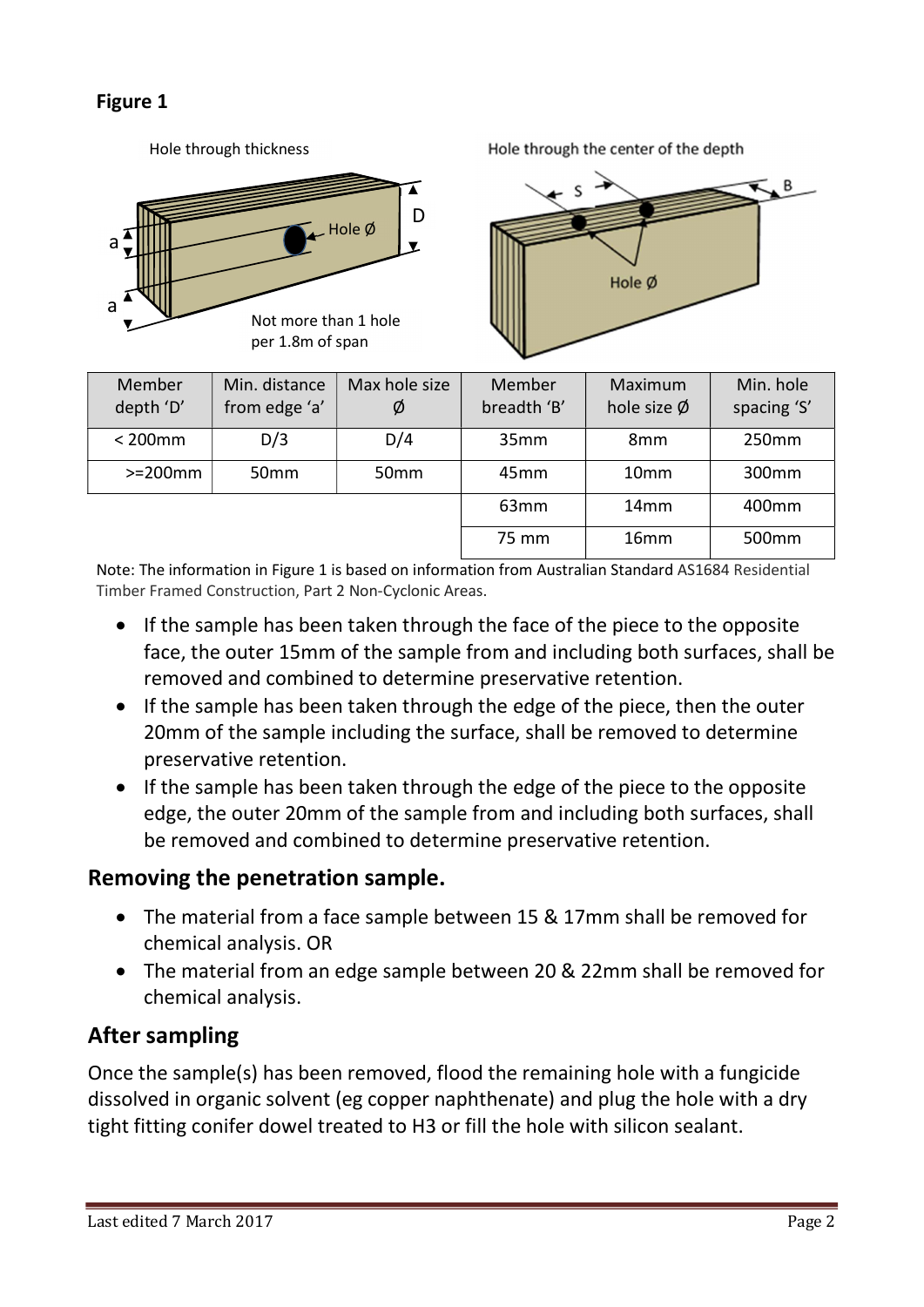**Figure 1**

Hole through thickness

Not more than 1 hole per 1.8m of span

Hole through the center of the depth

| Member depth 'D' | Min. distance from edge 'a' | Max hole size Ø | Member breadth 'B' | Maximum hole size Ø | Min. hole spacing 'S' |
|---|---|---|---|---|---|
| < 200mm | D/3 | D/4 | 35mm | 8mm | 250mm |
| >=200mm | 50mm | 50mm | 45mm | 10mm | 300mm |
| | | | 63mm | 14mm | 400mm |
| | | | 75 mm | 16mm | 500mm |

Note: The information in Figure 1 is based on information from Australian Standard AS1684 Residential Timber Framed Construction, Part 2 Non-Cyclonic Areas.

- If the sample has been taken through the face of the piece to the opposite face, the outer 15mm of the sample from and including both surfaces, shall be removed and combined to determine preservative retention.
- If the sample has been taken through the edge of the piece, then the outer 20mm of the sample including the surface, shall be removed to determine preservative retention.
- If the sample has been taken through the edge of the piece to the opposite edge, the outer 20mm of the sample from and including both surfaces, shall be removed and combined to determine preservative retention.

## Removing the penetration sample.

- The material from a face sample between 15 & 17mm shall be removed for chemical analysis. OR
- The material from an edge sample between 20 & 22mm shall be removed for chemical analysis.

## After sampling

Once the sample(s) has been removed, flood the remaining hole with a fungicide dissolved in organic solvent (eg copper naphthenate) and plug the hole with a dry tight fitting conifer dowel treated to H3 or fill the hole with silicon sealant.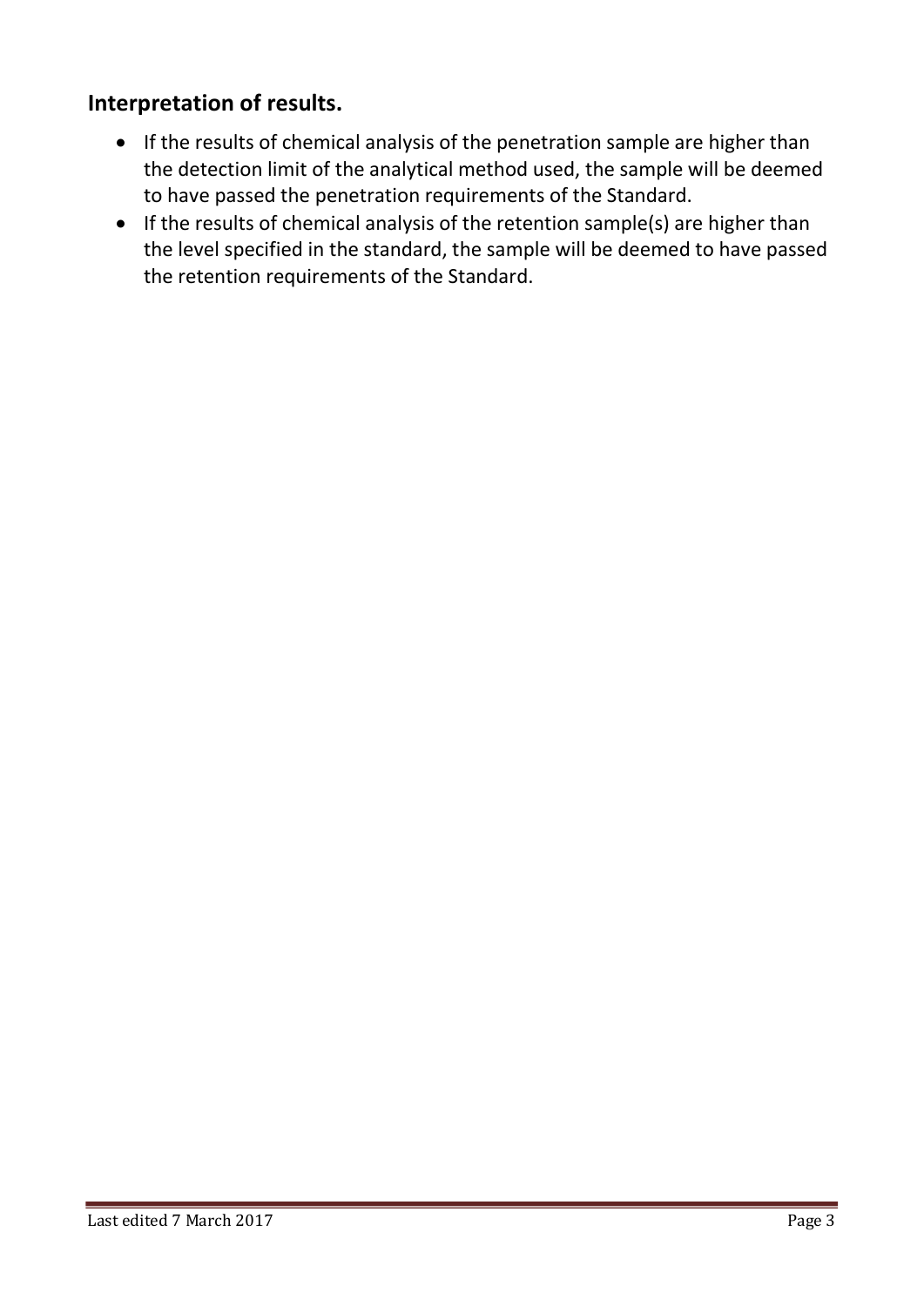## Interpretation of results.

- If the results of chemical analysis of the penetration sample are higher than the detection limit of the analytical method used, the sample will be deemed to have passed the penetration requirements of the Standard.
- If the results of chemical analysis of the retention sample(s) are higher than the level specified in the standard, the sample will be deemed to have passed the retention requirements of the Standard.